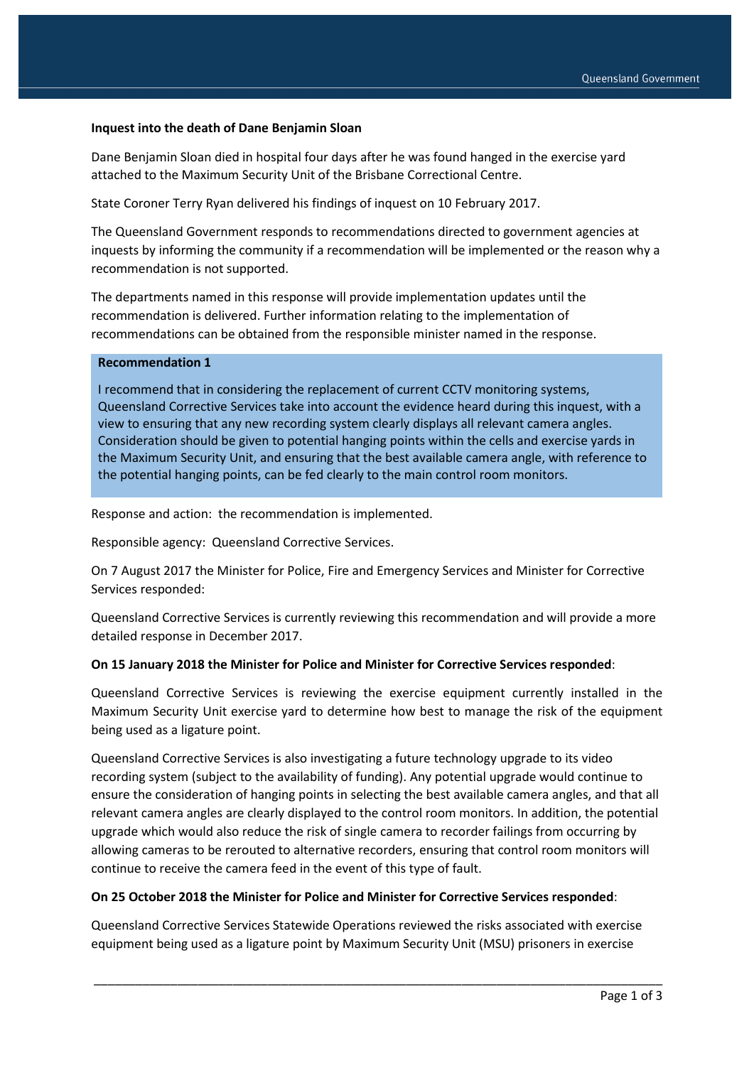**Inquest into the death of Dane Benjamin Sloan**

Dane Benjamin Sloan died in hospital four days after he was found hanged in the exercise yard attached to the Maximum Security Unit of the Brisbane Correctional Centre.

State Coroner Terry Ryan delivered his findings of inquest on 10 February 2017.

The Queensland Government responds to recommendations directed to government agencies at inquests by informing the community if a recommendation will be implemented or the reason why a recommendation is not supported.

The departments named in this response will provide implementation updates until the recommendation is delivered. Further information relating to the implementation of recommendations can be obtained from the responsible minister named in the response.

**Recommendation 1**

I recommend that in considering the replacement of current CCTV monitoring systems, Queensland Corrective Services take into account the evidence heard during this inquest, with a view to ensuring that any new recording system clearly displays all relevant camera angles. Consideration should be given to potential hanging points within the cells and exercise yards in the Maximum Security Unit, and ensuring that the best available camera angle, with reference to the potential hanging points, can be fed clearly to the main control room monitors.

Response and action: the recommendation is implemented.

Responsible agency: Queensland Corrective Services.

On 7 August 2017 the Minister for Police, Fire and Emergency Services and Minister for Corrective Services responded:

Queensland Corrective Services is currently reviewing this recommendation and will provide a more detailed response in December 2017.

**On 15 January 2018 the Minister for Police and Minister for Corrective Services responded**:

Queensland Corrective Services is reviewing the exercise equipment currently installed in the Maximum Security Unit exercise yard to determine how best to manage the risk of the equipment being used as a ligature point.

Queensland Corrective Services is also investigating a future technology upgrade to its video recording system (subject to the availability of funding). Any potential upgrade would continue to ensure the consideration of hanging points in selecting the best available camera angles, and that all relevant camera angles are clearly displayed to the control room monitors. In addition, the potential upgrade which would also reduce the risk of single camera to recorder failings from occurring by allowing cameras to be rerouted to alternative recorders, ensuring that control room monitors will continue to receive the camera feed in the event of this type of fault.

**On 25 October 2018 the Minister for Police and Minister for Corrective Services responded**:

Queensland Corrective Services Statewide Operations reviewed the risks associated with exercise equipment being used as a ligature point by Maximum Security Unit (MSU) prisoners in exercise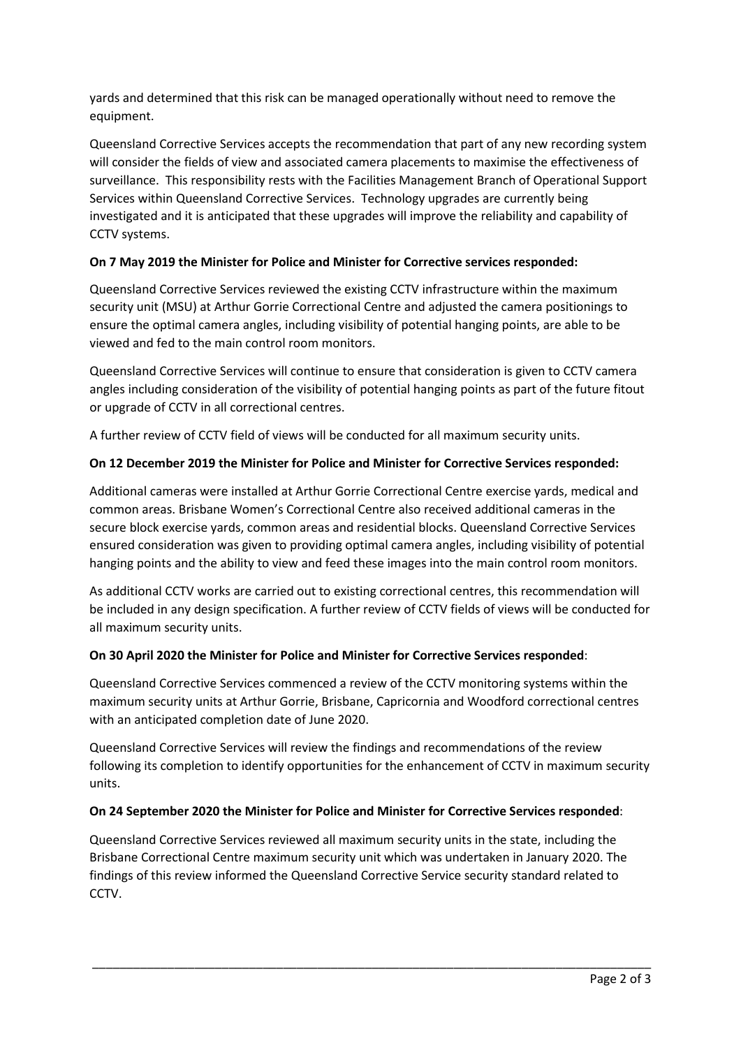yards and determined that this risk can be managed operationally without need to remove the equipment.

Queensland Corrective Services accepts the recommendation that part of any new recording system will consider the fields of view and associated camera placements to maximise the effectiveness of surveillance. This responsibility rests with the Facilities Management Branch of Operational Support Services within Queensland Corrective Services. Technology upgrades are currently being investigated and it is anticipated that these upgrades will improve the reliability and capability of CCTV systems.

**On 7 May 2019 the Minister for Police and Minister for Corrective services responded:**

Queensland Corrective Services reviewed the existing CCTV infrastructure within the maximum security unit (MSU) at Arthur Gorrie Correctional Centre and adjusted the camera positionings to ensure the optimal camera angles, including visibility of potential hanging points, are able to be viewed and fed to the main control room monitors.

Queensland Corrective Services will continue to ensure that consideration is given to CCTV camera angles including consideration of the visibility of potential hanging points as part of the future fitout or upgrade of CCTV in all correctional centres.

A further review of CCTV field of views will be conducted for all maximum security units.

**On 12 December 2019 the Minister for Police and Minister for Corrective Services responded:**

Additional cameras were installed at Arthur Gorrie Correctional Centre exercise yards, medical and common areas. Brisbane Women's Correctional Centre also received additional cameras in the secure block exercise yards, common areas and residential blocks. Queensland Corrective Services ensured consideration was given to providing optimal camera angles, including visibility of potential hanging points and the ability to view and feed these images into the main control room monitors.

As additional CCTV works are carried out to existing correctional centres, this recommendation will be included in any design specification. A further review of CCTV fields of views will be conducted for all maximum security units.

**On 30 April 2020 the Minister for Police and Minister for Corrective Services responded**:

Queensland Corrective Services commenced a review of the CCTV monitoring systems within the maximum security units at Arthur Gorrie, Brisbane, Capricornia and Woodford correctional centres with an anticipated completion date of June 2020.

Queensland Corrective Services will review the findings and recommendations of the review following its completion to identify opportunities for the enhancement of CCTV in maximum security units.

**On 24 September 2020 the Minister for Police and Minister for Corrective Services responded**:

Queensland Corrective Services reviewed all maximum security units in the state, including the Brisbane Correctional Centre maximum security unit which was undertaken in January 2020. The findings of this review informed the Queensland Corrective Service security standard related to CCTV.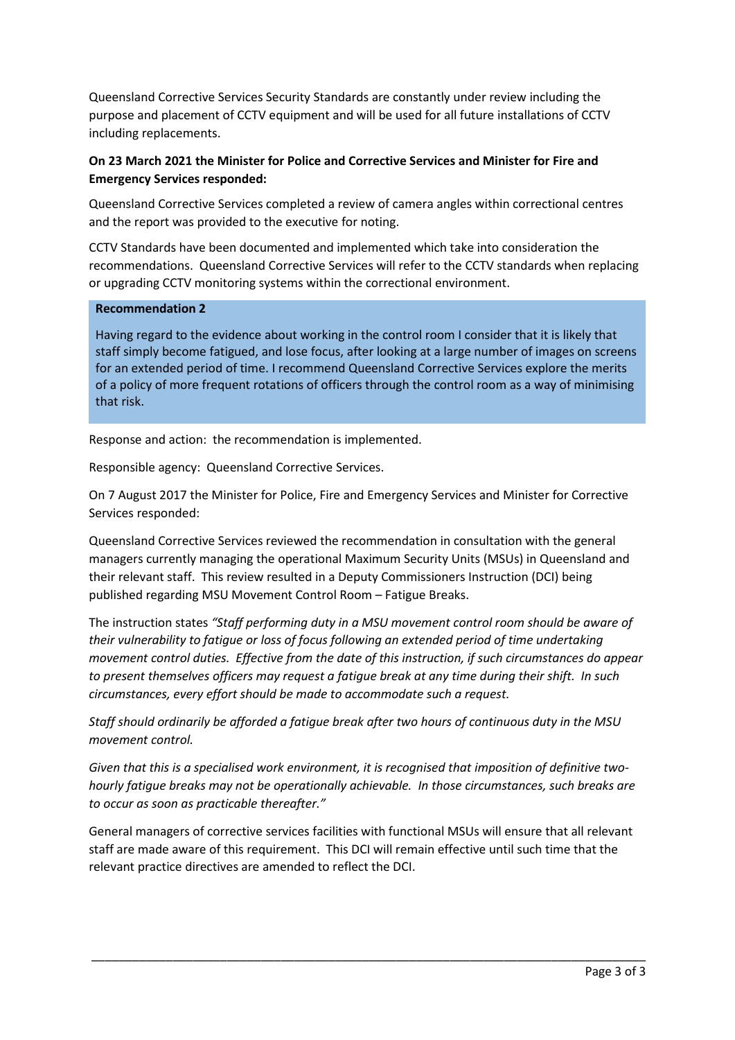Queensland Corrective Services Security Standards are constantly under review including the purpose and placement of CCTV equipment and will be used for all future installations of CCTV including replacements.

**On 23 March 2021 the Minister for Police and Corrective Services and Minister for Fire and Emergency Services responded:**

Queensland Corrective Services completed a review of camera angles within correctional centres and the report was provided to the executive for noting.

CCTV Standards have been documented and implemented which take into consideration the recommendations. Queensland Corrective Services will refer to the CCTV standards when replacing or upgrading CCTV monitoring systems within the correctional environment.

**Recommendation 2**

Having regard to the evidence about working in the control room I consider that it is likely that staff simply become fatigued, and lose focus, after looking at a large number of images on screens for an extended period of time. I recommend Queensland Corrective Services explore the merits of a policy of more frequent rotations of officers through the control room as a way of minimising that risk.

Response and action: the recommendation is implemented.

Responsible agency: Queensland Corrective Services.

On 7 August 2017 the Minister for Police, Fire and Emergency Services and Minister for Corrective Services responded:

Queensland Corrective Services reviewed the recommendation in consultation with the general managers currently managing the operational Maximum Security Units (MSUs) in Queensland and their relevant staff. This review resulted in a Deputy Commissioners Instruction (DCI) being published regarding MSU Movement Control Room – Fatigue Breaks.

The instruction states *"Staff performing duty in a MSU movement control room should be aware of their vulnerability to fatigue or loss of focus following an extended period of time undertaking movement control duties. Effective from the date of this instruction, if such circumstances do appear to present themselves officers may request a fatigue break at any time during their shift. In such circumstances, every effort should be made to accommodate such a request.*

*Staff should ordinarily be afforded a fatigue break after two hours of continuous duty in the MSU movement control.*

*Given that this is a specialised work environment, it is recognised that imposition of definitive two-hourly fatigue breaks may not be operationally achievable. In those circumstances, such breaks are to occur as soon as practicable thereafter."*

General managers of corrective services facilities with functional MSUs will ensure that all relevant staff are made aware of this requirement. This DCI will remain effective until such time that the relevant practice directives are amended to reflect the DCI.